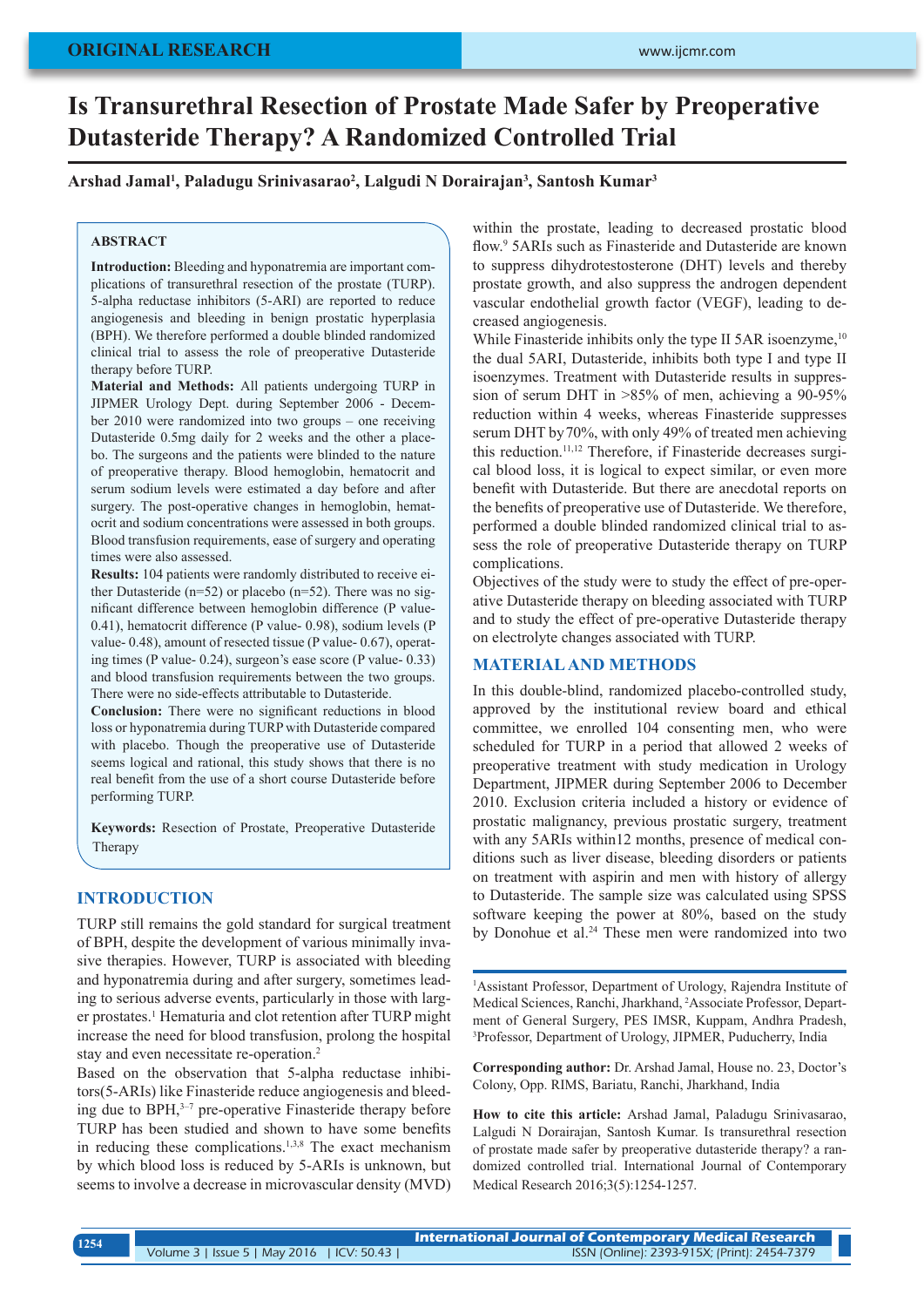ORIGINAL RESEARCH

# Is Transurethral Resection of Prostate Made Safer by Preoperative Dutasteride Therapy? A Randomized Controlled Trial

**Arshad Jamal[1], Paladugu Srinivasarao[2], Lalgudi N Dorairajan[3], Santosh Kumar[3]**

## ABSTRACT

**Introduction:** Bleeding and hyponatremia are important complications of transurethral resection of the prostate (TURP). 5-alpha reductase inhibitors (5-ARI) are reported to reduce angiogenesis and bleeding in benign prostatic hyperplasia (BPH). We therefore performed a double blinded randomized clinical trial to assess the role of preoperative Dutasteride therapy before TURP.

**Material and Methods:** All patients undergoing TURP in JIPMER Urology Dept. during September 2006 - December 2010 were randomized into two groups – one receiving Dutasteride 0.5mg daily for 2 weeks and the other a placebo. The surgeons and the patients were blinded to the nature of preoperative therapy. Blood hemoglobin, hematocrit and serum sodium levels were estimated a day before and after surgery. The post-operative changes in hemoglobin, hematocrit and sodium concentrations were assessed in both groups. Blood transfusion requirements, ease of surgery and operating times were also assessed.

**Results:** 104 patients were randomly distributed to receive either Dutasteride (n=52) or placebo (n=52). There was no significant difference between hemoglobin difference (P value- 0.41), hematocrit difference (P value- 0.98), sodium levels (P value- 0.48), amount of resected tissue (P value- 0.67), operating times (P value- 0.24), surgeon's ease score (P value- 0.33) and blood transfusion requirements between the two groups. There were no side-effects attributable to Dutasteride.

**Conclusion:** There were no significant reductions in blood loss or hyponatremia during TURP with Dutasteride compared with placebo. Though the preoperative use of Dutasteride seems logical and rational, this study shows that there is no real benefit from the use of a short course Dutasteride before performing TURP.

**Keywords:** Resection of Prostate, Preoperative Dutasteride Therapy

## INTRODUCTION

TURP still remains the gold standard for surgical treatment of BPH, despite the development of various minimally invasive therapies. However, TURP is associated with bleeding and hyponatremia during and after surgery, sometimes leading to serious adverse events, particularly in those with larger prostates.[1] Hematuria and clot retention after TURP might increase the need for blood transfusion, prolong the hospital stay and even necessitate re-operation.[2]

Based on the observation that 5-alpha reductase inhibitors(5-ARIs) like Finasteride reduce angiogenesis and bleeding due to BPH,[3–7] pre-operative Finasteride therapy before TURP has been studied and shown to have some benefits in reducing these complications.[1,3,8] The exact mechanism by which blood loss is reduced by 5-ARIs is unknown, but seems to involve a decrease in microvascular density (MVD) within the prostate, leading to decreased prostatic blood flow.[9] 5ARIs such as Finasteride and Dutasteride are known to suppress dihydrotestosterone (DHT) levels and thereby prostate growth, and also suppress the androgen dependent vascular endothelial growth factor (VEGF), leading to decreased angiogenesis.

While Finasteride inhibits only the type II 5AR isoenzyme,[10] the dual 5ARI, Dutasteride, inhibits both type I and type II isoenzymes. Treatment with Dutasteride results in suppression of serum DHT in >85% of men, achieving a 90-95% reduction within 4 weeks, whereas Finasteride suppresses serum DHT by 70%, with only 49% of treated men achieving this reduction.[11,12] Therefore, if Finasteride decreases surgical blood loss, it is logical to expect similar, or even more benefit with Dutasteride. But there are anecdotal reports on the benefits of preoperative use of Dutasteride. We therefore, performed a double blinded randomized clinical trial to assess the role of preoperative Dutasteride therapy on TURP complications.

Objectives of the study were to study the effect of pre-operative Dutasteride therapy on bleeding associated with TURP and to study the effect of pre-operative Dutasteride therapy on electrolyte changes associated with TURP.

## MATERIAL AND METHODS

In this double-blind, randomized placebo-controlled study, approved by the institutional review board and ethical committee, we enrolled 104 consenting men, who were scheduled for TURP in a period that allowed 2 weeks of preoperative treatment with study medication in Urology Department, JIPMER during September 2006 to December 2010. Exclusion criteria included a history or evidence of prostatic malignancy, previous prostatic surgery, treatment with any 5ARIs within12 months, presence of medical conditions such as liver disease, bleeding disorders or patients on treatment with aspirin and men with history of allergy to Dutasteride. The sample size was calculated using SPSS software keeping the power at 80%, based on the study by Donohue et al.[24] These men were randomized into two

---

[1]Assistant Professor, Department of Urology, Rajendra Institute of Medical Sciences, Ranchi, Jharkhand, [2]Associate Professor, Department of General Surgery, PES IMSR, Kuppam, Andhra Pradesh, [3]Professor, Department of Urology, JIPMER, Puducherry, India

**Corresponding author:** Dr. Arshad Jamal, House no. 23, Doctor's Colony, Opp. RIMS, Bariatu, Ranchi, Jharkhand, India

**How to cite this article:** Arshad Jamal, Paladugu Srinivasarao, Lalgudi N Dorairajan, Santosh Kumar. Is transurethral resection of prostate made safer by preoperative dutasteride therapy? a randomized controlled trial. International Journal of Contemporary Medical Research 2016;3(5):1254-1257.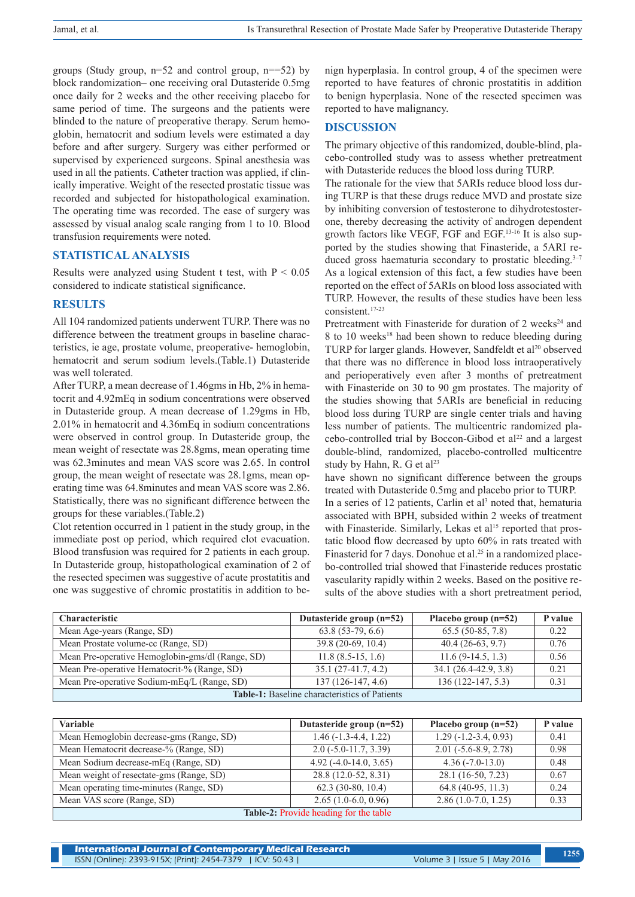groups (Study group, n=52 and control group, n==52) by block randomization– one receiving oral Dutasteride 0.5mg once daily for 2 weeks and the other receiving placebo for same period of time. The surgeons and the patients were blinded to the nature of preoperative therapy. Serum hemoglobin, hematocrit and sodium levels were estimated a day before and after surgery. Surgery was either performed or supervised by experienced surgeons. Spinal anesthesia was used in all the patients. Catheter traction was applied, if clinically imperative. Weight of the resected prostatic tissue was recorded and subjected for histopathological examination. The operating time was recorded. The ease of surgery was assessed by visual analog scale ranging from 1 to 10. Blood transfusion requirements were noted.

## STATISTICAL ANALYSIS

Results were analyzed using Student t test, with $P < 0.05$ considered to indicate statistical significance.

## RESULTS

All 104 randomized patients underwent TURP. There was no difference between the treatment groups in baseline characteristics, ie age, prostate volume, preoperative- hemoglobin, hematocrit and serum sodium levels.(Table.1) Dutasteride was well tolerated.

After TURP, a mean decrease of 1.46gms in Hb, 2% in hematocrit and 4.92mEq in sodium concentrations were observed in Dutasteride group. A mean decrease of 1.29gms in Hb, 2.01% in hematocrit and 4.36mEq in sodium concentrations were observed in control group. In Dutasteride group, the mean weight of resectate was 28.8gms, mean operating time was 62.3minutes and mean VAS score was 2.65. In control group, the mean weight of resectate was 28.1gms, mean operating time was 64.8minutes and mean VAS score was 2.86. Statistically, there was no significant difference between the groups for these variables.(Table.2)

Clot retention occurred in 1 patient in the study group, in the immediate post op period, which required clot evacuation. Blood transfusion was required for 2 patients in each group. In Dutasteride group, histopathological examination of 2 of the resected specimen was suggestive of acute prostatitis and one was suggestive of chromic prostatitis in addition to benign hyperplasia. In control group, 4 of the specimen were reported to have features of chronic prostatitis in addition to benign hyperplasia. None of the resected specimen was reported to have malignancy.

## DISCUSSION

The primary objective of this randomized, double-blind, placebo-controlled study was to assess whether pretreatment with Dutasteride reduces the blood loss during TURP.

The rationale for the view that 5ARIs reduce blood loss during TURP is that these drugs reduce MVD and prostate size by inhibiting conversion of testosterone to dihydrotestosterone, thereby decreasing the activity of androgen dependent growth factors like VEGF, FGF and EGF.[13-16] It is also supported by the studies showing that Finasteride, a 5ARI reduced gross haematuria secondary to prostatic bleeding.[3-7] As a logical extension of this fact, a few studies have been reported on the effect of 5ARIs on blood loss associated with TURP. However, the results of these studies have been less consistent.[17-23]

Pretreatment with Finasteride for duration of 2 weeks[24] and 8 to 10 weeks[18] had been shown to reduce bleeding during TURP for larger glands. However, Sandfeldt et al[20] observed that there was no difference in blood loss intraoperatively and perioperatively even after 3 months of pretreatment with Finasteride on 30 to 90 gm prostates. The majority of the studies showing that 5ARIs are beneficial in reducing blood loss during TURP are single center trials and having less number of patients. The multicentric randomized placebo-controlled trial by Boccon-Gibod et al[22] and a largest double-blind, randomized, placebo-controlled multicentre study by Hahn, R. G et al[23]

have shown no significant difference between the groups treated with Dutasteride 0.5mg and placebo prior to TURP.

In a series of 12 patients, Carlin et al[3] noted that, hematuria associated with BPH, subsided within 2 weeks of treatment with Finasteride. Similarly, Lekas et al[15] reported that prostatic blood flow decreased by upto 60% in rats treated with Finasterid for 7 days. Donohue et al.[25] in a randomized placebo-controlled trial showed that Finasteride reduces prostatic vascularity rapidly within 2 weeks. Based on the positive results of the above studies with a short pretreatment period,

| Characteristic | Dutasteride group (n=52) | Placebo group (n=52) | P value |
|---|---|---|---|
| Mean Age-years (Range, SD) | 63.8 (53-79, 6.6) | 65.5 (50-85, 7.8) | 0.22 |
| Mean Prostate volume-cc (Range, SD) | 39.8 (20-69, 10.4) | 40.4 (26-63, 9.7) | 0.76 |
| Mean Pre-operative Hemoglobin-gms/dl (Range, SD) | 11.8 (8.5-15, 1.6) | 11.6 (9-14.5, 1.3) | 0.56 |
| Mean Pre-operative Hematocrit-% (Range, SD) | 35.1 (27-41.7, 4.2) | 34.1 (26.4-42.9, 3.8) | 0.21 |
| Mean Pre-operative Sodium-mEq/L (Range, SD) | 137 (126-147, 4.6) | 136 (122-147, 5.3) | 0.31 |

**Table-1:** Baseline characteristics of Patients

| Variable | Dutasteride group (n=52) | Placebo group (n=52) | P value |
|---|---|---|---|
| Mean Hemoglobin decrease-gms (Range, SD) | 1.46 (-1.3-4.4, 1.22) | 1.29 (-1.2-3.4, 0.93) | 0.41 |
| Mean Hematocrit decrease-% (Range, SD) | 2.0 (-5.0-11.7, 3.39) | 2.01 (-5.6-8.9, 2.78) | 0.98 |
| Mean Sodium decrease-mEq (Range, SD) | 4.92 (-4.0-14.0, 3.65) | 4.36 (-7.0-13.0) | 0.48 |
| Mean weight of resectate-gms (Range, SD) | 28.8 (12.0-52, 8.31) | 28.1 (16-50, 7.23) | 0.67 |
| Mean operating time-minutes (Range, SD) | 62.3 (30-80, 10.4) | 64.8 (40-95, 11.3) | 0.24 |
| Mean VAS score (Range, SD) | 2.65 (1.0-6.0, 0.96) | 2.86 (1.0-7.0, 1.25) | 0.33 |

**Table-2:** Provide heading for the table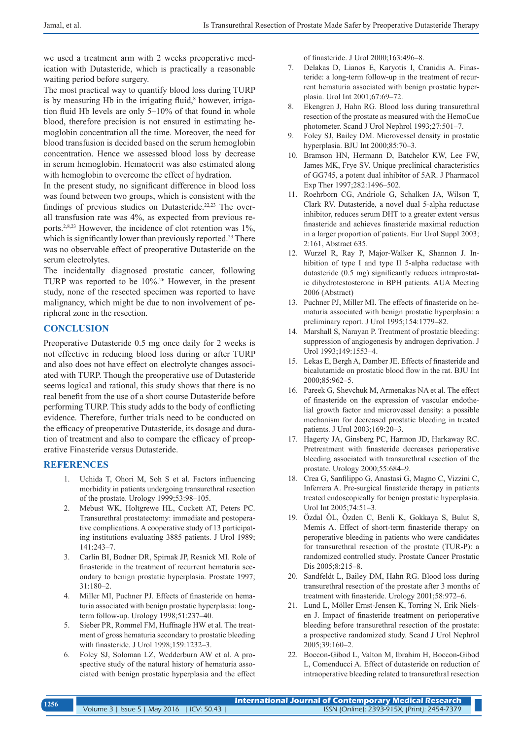we used a treatment arm with 2 weeks preoperative medication with Dutasteride, which is practically a reasonable waiting period before surgery.

The most practical way to quantify blood loss during TURP is by measuring Hb in the irrigating fluid,[8] however, irrigation fluid Hb levels are only 5–10% of that found in whole blood, therefore precision is not ensured in estimating hemoglobin concentration all the time. Moreover, the need for blood transfusion is decided based on the serum hemoglobin concentration. Hence we assessed blood loss by decrease in serum hemoglobin. Hematocrit was also estimated along with hemoglobin to overcome the effect of hydration.

In the present study, no significant difference in blood loss was found between two groups, which is consistent with the findings of previous studies on Dutasteride.[22,23] The overall transfusion rate was 4%, as expected from previous reports.[2,8,23] However, the incidence of clot retention was 1%, which is significantly lower than previously reported.[23] There was no observable effect of preoperative Dutasteride on the serum electrolytes.

The incidentally diagnosed prostatic cancer, following TURP was reported to be 10%.[26] However, in the present study, none of the resected specimen was reported to have malignancy, which might be due to non involvement of peripheral zone in the resection.

## CONCLUSION

Preoperative Dutasteride 0.5 mg once daily for 2 weeks is not effective in reducing blood loss during or after TURP and also does not have effect on electrolyte changes associated with TURP. Though the preoperative use of Dutasteride seems logical and rational, this study shows that there is no real benefit from the use of a short course Dutasteride before performing TURP. This study adds to the body of conflicting evidence. Therefore, further trials need to be conducted on the efficacy of preoperative Dutasteride, its dosage and duration of treatment and also to compare the efficacy of preoperative Finasteride versus Dutasteride.

## REFERENCES

1. Uchida T, Ohori M, Soh S et al. Factors influencing morbidity in patients undergoing transurethral resection of the prostate. Urology 1999;53:98–105.
2. Mebust WK, Holtgrewe HL, Cockett AT, Peters PC. Transurethral prostatectomy: immediate and postoperative complications. A cooperative study of 13 participating institutions evaluating 3885 patients. J Urol 1989; 141:243–7.
3. Carlin BI, Bodner DR, Spirnak JP, Resnick MI. Role of finasteride in the treatment of recurrent hematuria secondary to benign prostatic hyperplasia. Prostate 1997; 31:180–2.
4. Miller MI, Puchner PJ. Effects of finasteride on hematuria associated with benign prostatic hyperplasia: long-term follow-up. Urology 1998;51:237–40.
5. Sieber PR, Rommel FM, Huffnagle HW et al. The treatment of gross hematuria secondary to prostatic bleeding with finasteride. J Urol 1998;159:1232–3.
6. Foley SJ, Soloman LZ, Wedderburn AW et al. A prospective study of the natural history of hematuria associated with benign prostatic hyperplasia and the effect of finasteride. J Urol 2000;163:496–8.
7. Delakas D, Lianos E, Karyotis I, Cranidis A. Finasteride: a long-term follow-up in the treatment of recurrent hematuria associated with benign prostatic hyperplasia. Urol Int 2001;67:69–72.
8. Ekengren J, Hahn RG. Blood loss during transurethral resection of the prostate as measured with the HemoCue photometer. Scand J Urol Nephrol 1993;27:501–7.
9. Foley SJ, Bailey DM. Microvessel density in prostatic hyperplasia. BJU Int 2000;85:70–3.
10. Bramson HN, Hermann D, Batchelor KW, Lee FW, James MK, Frye SV. Unique preclinical characteristics of GG745, a potent dual inhibitor of 5AR. J Pharmacol Exp Ther 1997;282:1496–502.
11. Roehrborn CG, Andriole G, Schalken JA, Wilson T, Clark RV. Dutasteride, a novel dual 5-alpha reductase inhibitor, reduces serum DHT to a greater extent versus finasteride and achieves finasteride maximal reduction in a larger proportion of patients. Eur Urol Suppl 2003; 2:161, Abstract 635.
12. Wurzel R, Ray P, Major-Walker K, Shannon J. Inhibition of type I and type II 5-alpha reductase with dutasteride (0.5 mg) significantly reduces intraprostatic dihydrotestosterone in BPH patients. AUA Meeting 2006 (Abstract)
13. Puchner PJ, Miller MI. The effects of finasteride on hematuria associated with benign prostatic hyperplasia: a preliminary report. J Urol 1995;154:1779–82.
14. Marshall S, Narayan P. Treatment of prostatic bleeding: suppression of angiogenesis by androgen deprivation. J Urol 1993;149:1553–4.
15. Lekas E, Bergh A, Damber JE. Effects of finasteride and bicalutamide on prostatic blood flow in the rat. BJU Int 2000;85:962–5.
16. Pareek G, Shevchuk M, Armenakas NA et al. The effect of finasteride on the expression of vascular endothelial growth factor and microvessel density: a possible mechanism for decreased prostatic bleeding in treated patients. J Urol 2003;169:20–3.
17. Hagerty JA, Ginsberg PC, Harmon JD, Harkaway RC. Pretreatment with finasteride decreases perioperative bleeding associated with transurethral resection of the prostate. Urology 2000;55:684–9.
18. Crea G, Sanfilippo G, Anastasi G, Magno C, Vizzini C, Inferrera A. Pre-surgical finasteride therapy in patients treated endoscopically for benign prostatic hyperplasia. Urol Int 2005;74:51–3.
19. Özdal ÖL, Özden C, Benli K, Gokkaya S, Bulut S, Memis A. Effect of short-term finasteride therapy on peroperative bleeding in patients who were candidates for transurethral resection of the prostate (TUR-P): a randomized controlled study. Prostate Cancer Prostatic Dis 2005;8:215–8.
20. Sandfeldt L, Bailey DM, Hahn RG. Blood loss during transurethral resection of the prostate after 3 months of treatment with finasteride. Urology 2001;58:972–6.
21. Lund L, Möller Ernst-Jensen K, Torring N, Erik Nielsen J. Impact of finasteride treatment on perioperative bleeding before transurethral resection of the prostate: a prospective randomized study. Scand J Urol Nephrol 2005;39:160–2.
22. Boccon-Gibod L, Valton M, Ibrahim H, Boccon-Gibod L, Comenducci A. Effect of dutasteride on reduction of intraoperative bleeding related to transurethral resection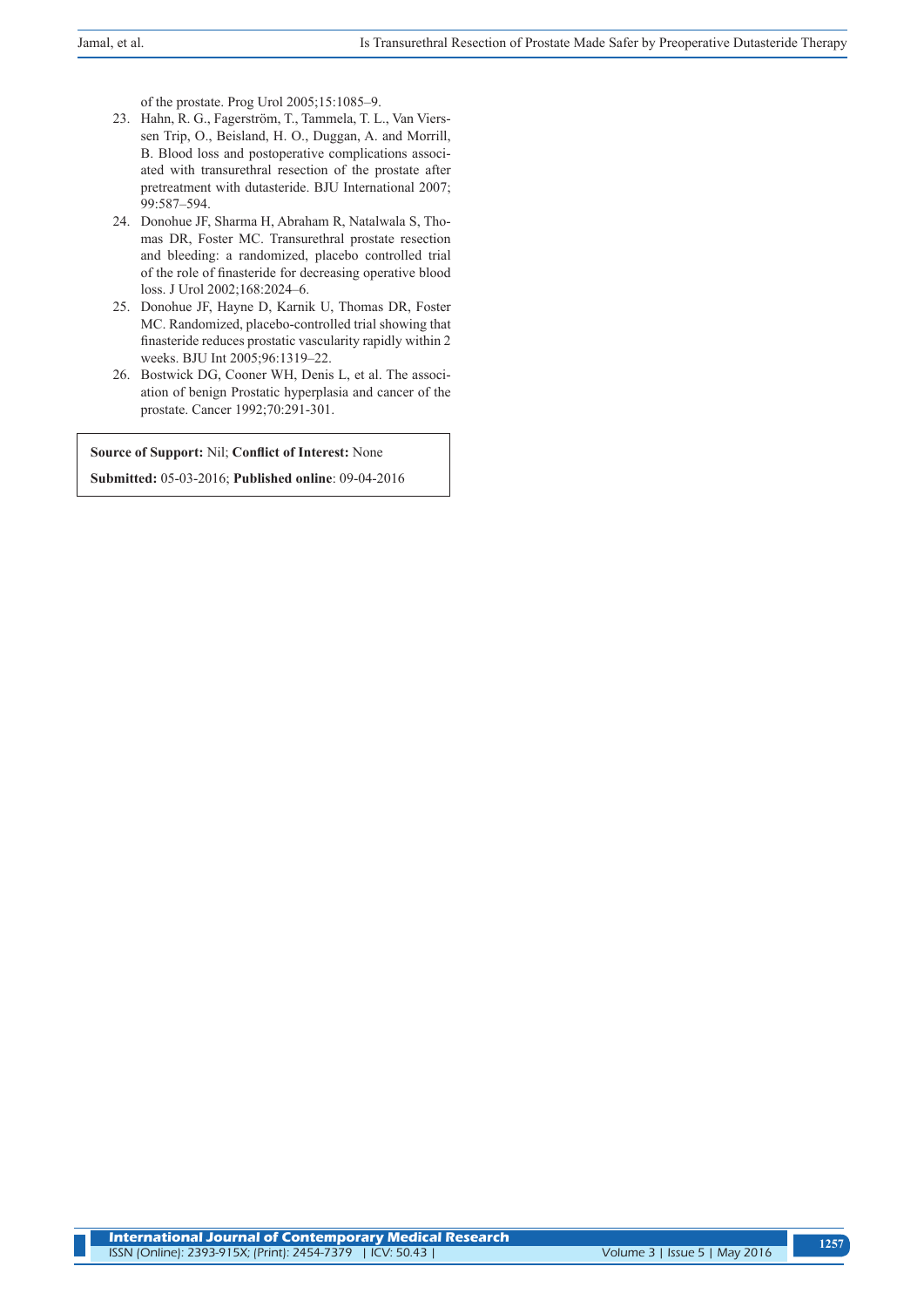of the prostate. Prog Urol 2005;15:1085–9.

23. Hahn, R. G., Fagerström, T., Tammela, T. L., Van Vierssen Trip, O., Beisland, H. O., Duggan, A. and Morrill, B. Blood loss and postoperative complications associated with transurethral resection of the prostate after pretreatment with dutasteride. BJU International 2007; 99:587–594.
24. Donohue JF, Sharma H, Abraham R, Natalwala S, Thomas DR, Foster MC. Transurethral prostate resection and bleeding: a randomized, placebo controlled trial of the role of finasteride for decreasing operative blood loss. J Urol 2002;168:2024–6.
25. Donohue JF, Hayne D, Karnik U, Thomas DR, Foster MC. Randomized, placebo-controlled trial showing that finasteride reduces prostatic vascularity rapidly within 2 weeks. BJU Int 2005;96:1319–22.
26. Bostwick DG, Cooner WH, Denis L, et al. The association of benign Prostatic hyperplasia and cancer of the prostate. Cancer 1992;70:291-301.

**Source of Support:** Nil; **Conflict of Interest:** None

**Submitted:** 05-03-2016; **Published online**: 09-04-2016